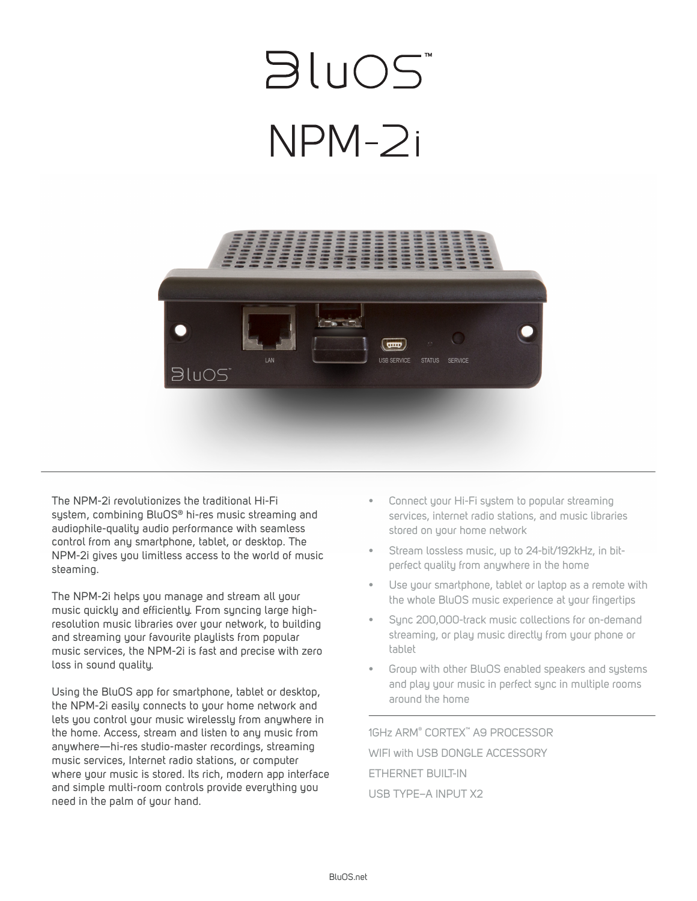# BluOS™

# NPM-2i

The NPM-2i revolutionizes the traditional Hi-Fi system, combining BluOS® hi-res music streaming and audiophile-quality audio performance with seamless control from any smartphone, tablet, or desktop. The NPM-2i gives you limitless access to the world of music steaming.

The NPM-2i helps you manage and stream all your music quickly and efficiently. From syncing large high-resolution music libraries over your network, to building and streaming your favourite playlists from popular music services, the NPM-2i is fast and precise with zero loss in sound quality.

Using the BluOS app for smartphone, tablet or desktop, the NPM-2i easily connects to your home network and lets you control your music wirelessly from anywhere in the home. Access, stream and listen to any music from anywhere—hi-res studio-master recordings, streaming music services, Internet radio stations, or computer where your music is stored. Its rich, modern app interface and simple multi-room controls provide everything you need in the palm of your hand.

- Connect your Hi-Fi system to popular streaming services, internet radio stations, and music libraries stored on your home network
- Stream lossless music, up to 24-bit/192kHz, in bit-perfect quality from anywhere in the home
- Use your smartphone, tablet or laptop as a remote with the whole BluOS music experience at your fingertips
- Sync 200,000-track music collections for on-demand streaming, or play music directly from your phone or tablet
- Group with other BluOS enabled speakers and systems and play your music in perfect sync in multiple rooms around the home

1GHz ARM® CORTEX™ A9 PROCESSOR

WIFI with USB DONGLE ACCESSORY

ETHERNET BUILT-IN

USB TYPE–A INPUT X2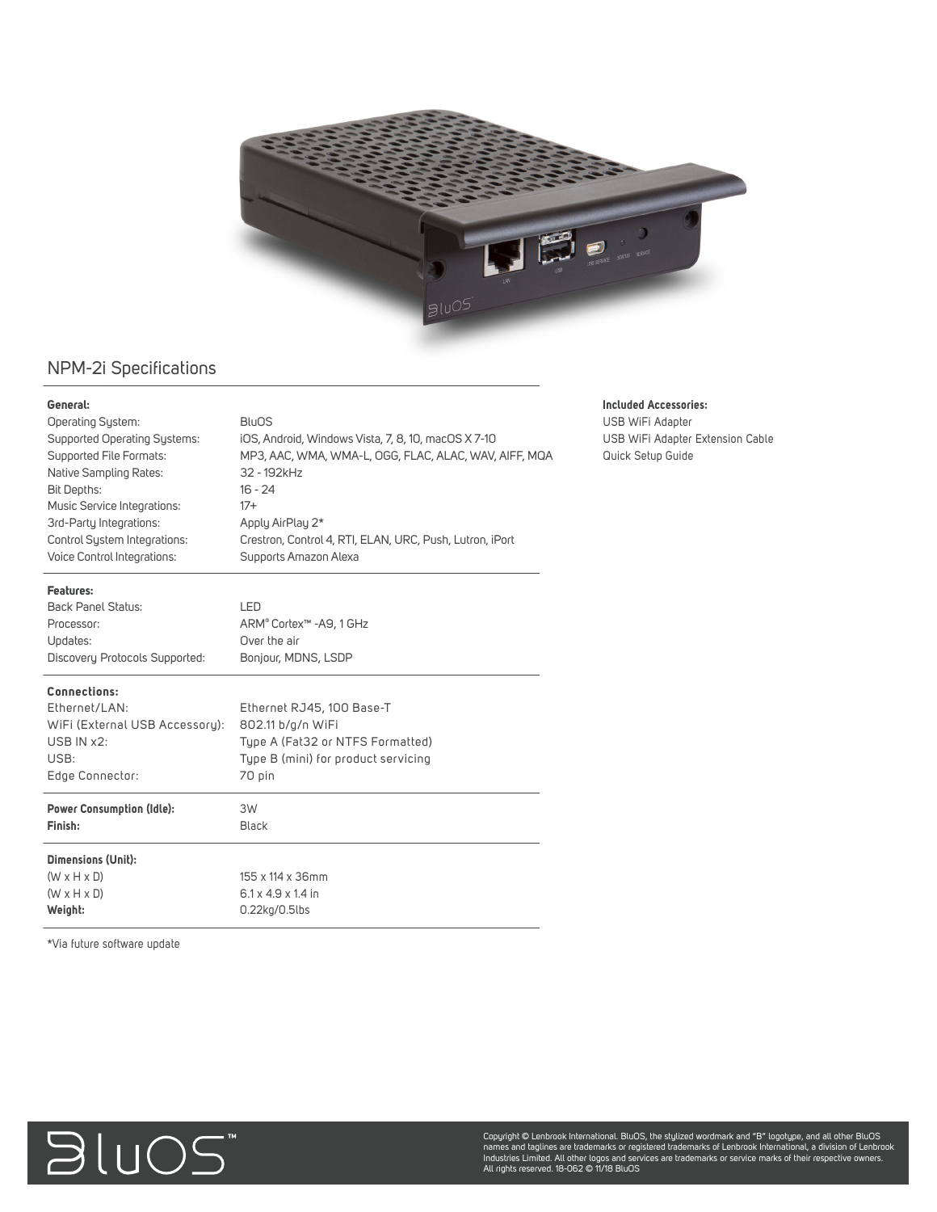## NPM-2i Specifications

| | |
|---|---|
| **General:** | |
| Operating System: | BluOS |
| Supported Operating Systems: | iOS, Android, Windows Vista, 7, 8, 10, macOS X 7-10 |
| Supported File Formats: | MP3, AAC, WMA, WMA-L, OGG, FLAC, ALAC, WAV, AIFF, MQA |
| Native Sampling Rates: | 32 - 192kHz |
| Bit Depths: | 16 - 24 |
| Music Service Integrations: | 17+ |
| 3rd-Party Integrations: | Apply AirPlay 2* |
| Control System Integrations: | Crestron, Control 4, RTI, ELAN, URC, Push, Lutron, iPort |
| Voice Control Integrations: | Supports Amazon Alexa |
| **Features:** | |
| Back Panel Status: | LED |
| Processor: | ARM® Cortex™ -A9, 1 GHz |
| Updates: | Over the air |
| Discovery Protocols Supported: | Bonjour, MDNS, LSDP |
| **Connections:** | |
| Ethernet/LAN: | Ethernet RJ45, 100 Base-T |
| WiFi (External USB Accessory): | 802.11 b/g/n WiFi |
| USB IN x2: | Type A (Fat32 or NTFS Formatted) |
| USB: | Type B (mini) for product servicing |
| Edge Connector: | 70 pin |
| **Power Consumption (Idle):** | 3W |
| **Finish:** | Black |
| **Dimensions (Unit):** | |
| (W x H x D) | 155 x 114 x 36mm |
| (W x H x D) | 6.1 x 4.9 x 1.4 in |
| **Weight:** | 0.22kg/0.5lbs |

*Via future software update

**Included Accessories:**

USB WiFi Adapter
USB WiFi Adapter Extension Cable
Quick Setup Guide

BluOS™

Copyright © Lenbrook International. BluOS, the stylized wordmark and "B" logotype, and all other BluOS names and taglines are trademarks or registered trademarks of Lenbrook International, a division of Lenbrook Industries Limited. All other logos and services are trademarks or service marks of their respective owners. All rights reserved. 18-062 © 11/18 BluOS